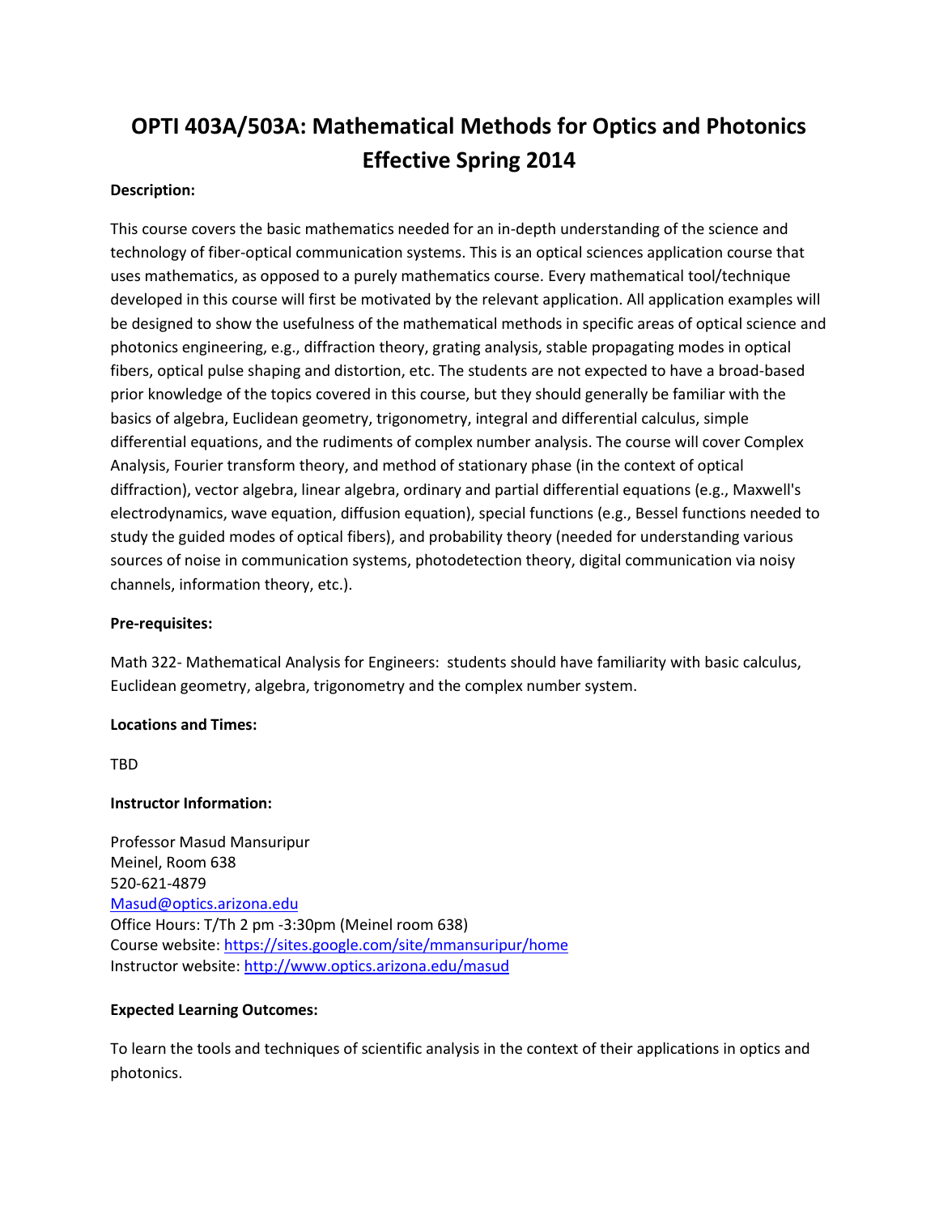# OPTI 403A/503A: Mathematical Methods for Optics and Photonics Effective Spring 2014

**Description:**

This course covers the basic mathematics needed for an in-depth understanding of the science and technology of fiber-optical communication systems. This is an optical sciences application course that uses mathematics, as opposed to a purely mathematics course. Every mathematical tool/technique developed in this course will first be motivated by the relevant application. All application examples will be designed to show the usefulness of the mathematical methods in specific areas of optical science and photonics engineering, e.g., diffraction theory, grating analysis, stable propagating modes in optical fibers, optical pulse shaping and distortion, etc. The students are not expected to have a broad-based prior knowledge of the topics covered in this course, but they should generally be familiar with the basics of algebra, Euclidean geometry, trigonometry, integral and differential calculus, simple differential equations, and the rudiments of complex number analysis. The course will cover Complex Analysis, Fourier transform theory, and method of stationary phase (in the context of optical diffraction), vector algebra, linear algebra, ordinary and partial differential equations (e.g., Maxwell's electrodynamics, wave equation, diffusion equation), special functions (e.g., Bessel functions needed to study the guided modes of optical fibers), and probability theory (needed for understanding various sources of noise in communication systems, photodetection theory, digital communication via noisy channels, information theory, etc.).

**Pre-requisites:**

Math 322- Mathematical Analysis for Engineers: students should have familiarity with basic calculus, Euclidean geometry, algebra, trigonometry and the complex number system.

**Locations and Times:**

TBD

**Instructor Information:**

Professor Masud Mansuripur
Meinel, Room 638
520-621-4879
Masud@optics.arizona.edu
Office Hours: T/Th 2 pm -3:30pm (Meinel room 638)
Course website: https://sites.google.com/site/mmansuripur/home
Instructor website: http://www.optics.arizona.edu/masud

**Expected Learning Outcomes:**

To learn the tools and techniques of scientific analysis in the context of their applications in optics and photonics.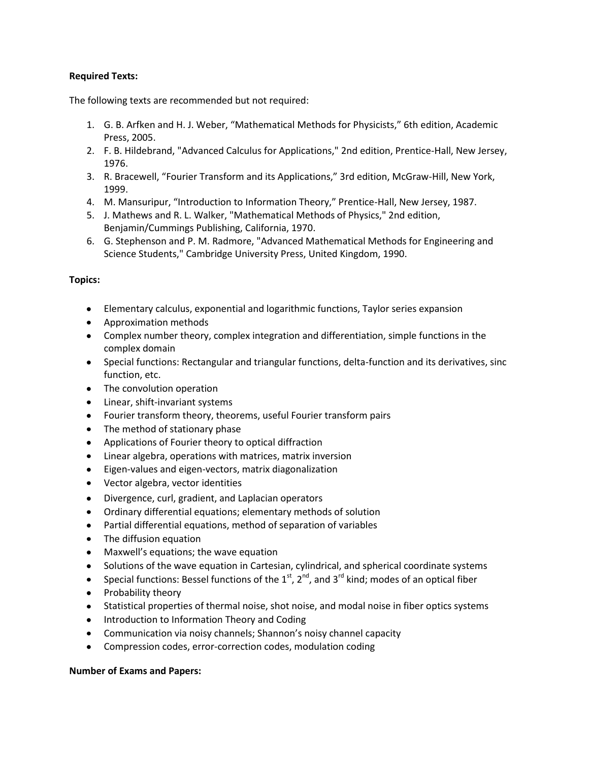**Required Texts:**

The following texts are recommended but not required:

1. G. B. Arfken and H. J. Weber, "Mathematical Methods for Physicists," 6th edition, Academic Press, 2005.
2. F. B. Hildebrand, "Advanced Calculus for Applications," 2nd edition, Prentice-Hall, New Jersey, 1976.
3. R. Bracewell, "Fourier Transform and its Applications," 3rd edition, McGraw-Hill, New York, 1999.
4. M. Mansuripur, "Introduction to Information Theory," Prentice-Hall, New Jersey, 1987.
5. J. Mathews and R. L. Walker, "Mathematical Methods of Physics," 2nd edition, Benjamin/Cummings Publishing, California, 1970.
6. G. Stephenson and P. M. Radmore, "Advanced Mathematical Methods for Engineering and Science Students," Cambridge University Press, United Kingdom, 1990.

**Topics:**

- Elementary calculus, exponential and logarithmic functions, Taylor series expansion
- Approximation methods
- Complex number theory, complex integration and differentiation, simple functions in the complex domain
- Special functions: Rectangular and triangular functions, delta-function and its derivatives, sinc function, etc.
- The convolution operation
- Linear, shift-invariant systems
- Fourier transform theory, theorems, useful Fourier transform pairs
- The method of stationary phase
- Applications of Fourier theory to optical diffraction
- Linear algebra, operations with matrices, matrix inversion
- Eigen-values and eigen-vectors, matrix diagonalization
- Vector algebra, vector identities
- Divergence, curl, gradient, and Laplacian operators
- Ordinary differential equations; elementary methods of solution
- Partial differential equations, method of separation of variables
- The diffusion equation
- Maxwell's equations; the wave equation
- Solutions of the wave equation in Cartesian, cylindrical, and spherical coordinate systems
- Special functions: Bessel functions of the 1st, 2nd, and 3rd kind; modes of an optical fiber
- Probability theory
- Statistical properties of thermal noise, shot noise, and modal noise in fiber optics systems
- Introduction to Information Theory and Coding
- Communication via noisy channels; Shannon's noisy channel capacity
- Compression codes, error-correction codes, modulation coding

**Number of Exams and Papers:**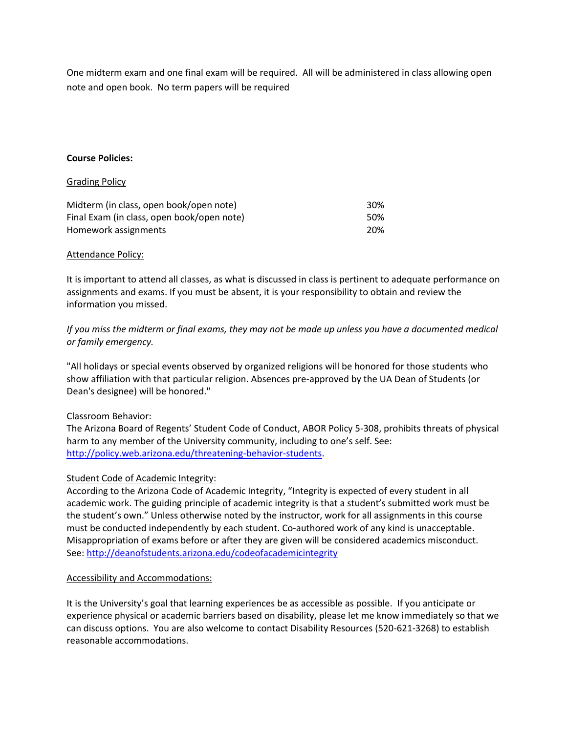One midterm exam and one final exam will be required. All will be administered in class allowing open note and open book. No term papers will be required

**Course Policies:**

Grading Policy

| | |
|---|---|
| Midterm (in class, open book/open note) | 30% |
| Final Exam (in class, open book/open note) | 50% |
| Homework assignments | 20% |

Attendance Policy:

It is important to attend all classes, as what is discussed in class is pertinent to adequate performance on assignments and exams. If you must be absent, it is your responsibility to obtain and review the information you missed.

*If you miss the midterm or final exams, they may not be made up unless you have a documented medical or family emergency.*

"All holidays or special events observed by organized religions will be honored for those students who show affiliation with that particular religion. Absences pre-approved by the UA Dean of Students (or Dean's designee) will be honored."

Classroom Behavior:

The Arizona Board of Regents' Student Code of Conduct, ABOR Policy 5-308, prohibits threats of physical harm to any member of the University community, including to one's self. See: http://policy.web.arizona.edu/threatening-behavior-students.

Student Code of Academic Integrity:

According to the Arizona Code of Academic Integrity, "Integrity is expected of every student in all academic work. The guiding principle of academic integrity is that a student's submitted work must be the student's own." Unless otherwise noted by the instructor, work for all assignments in this course must be conducted independently by each student. Co-authored work of any kind is unacceptable. Misappropriation of exams before or after they are given will be considered academics misconduct. See: http://deanofstudents.arizona.edu/codeofacademicintegrity

Accessibility and Accommodations:

It is the University's goal that learning experiences be as accessible as possible. If you anticipate or experience physical or academic barriers based on disability, please let me know immediately so that we can discuss options. You are also welcome to contact Disability Resources (520-621-3268) to establish reasonable accommodations.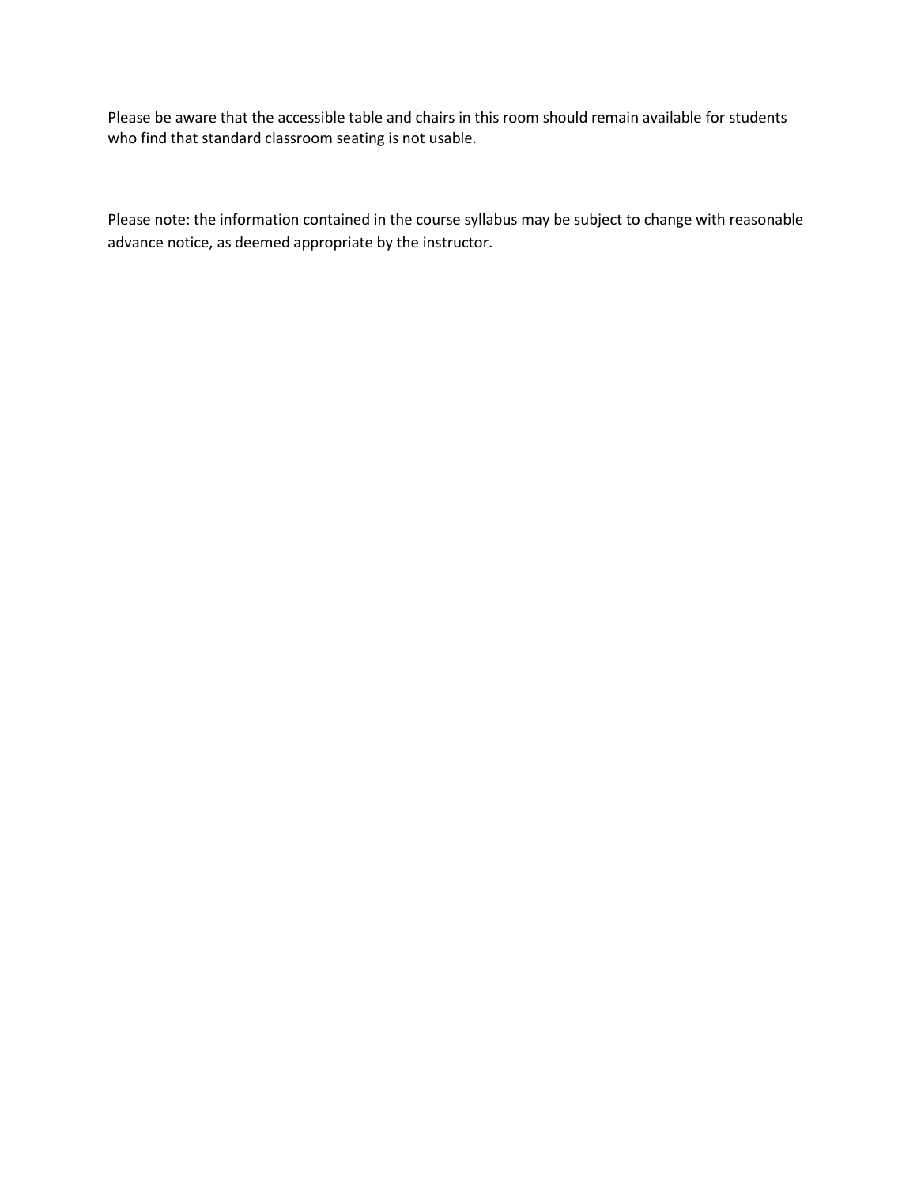Please be aware that the accessible table and chairs in this room should remain available for students who find that standard classroom seating is not usable.

Please note: the information contained in the course syllabus may be subject to change with reasonable advance notice, as deemed appropriate by the instructor.